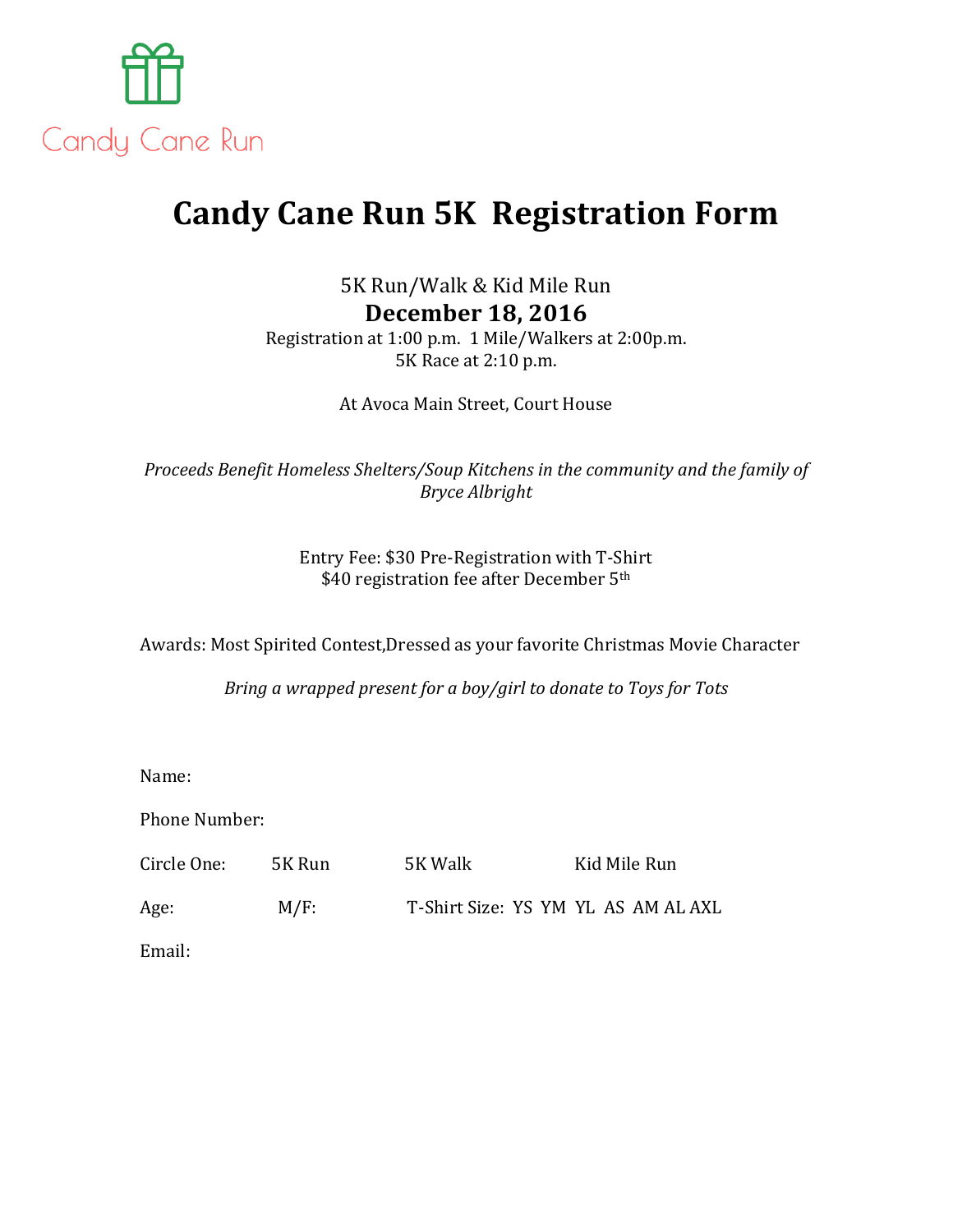Candy Cane Run

# Candy Cane Run 5K Registration Form

5K Run/Walk & Kid Mile Run

**December 18, 2016**

Registration at 1:00 p.m. 1 Mile/Walkers at 2:00p.m.
5K Race at 2:10 p.m.

At Avoca Main Street, Court House

*Proceeds Benefit Homeless Shelters/Soup Kitchens in the community and the family of Bryce Albright*

Entry Fee: $30 Pre-Registration with T-Shirt
$40 registration fee after December 5th

Awards: Most Spirited Contest,Dressed as your favorite Christmas Movie Character

*Bring a wrapped present for a boy/girl to donate to Toys for Tots*

Name:

Phone Number:

Circle One: 5K Run 5K Walk Kid Mile Run

Age: M/F: T-Shirt Size: YS YM YL AS AM AL AXL

Email: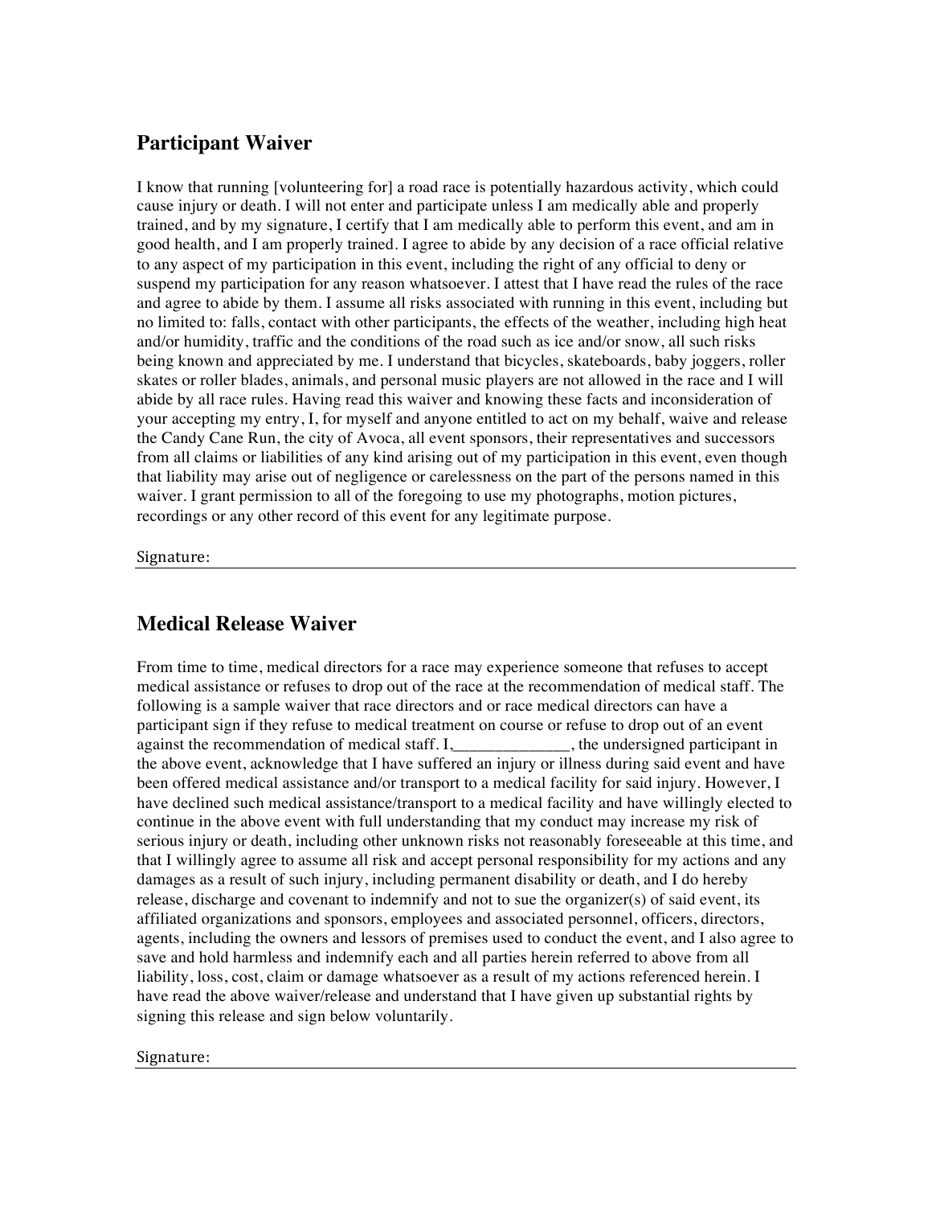## Participant Waiver

I know that running [volunteering for] a road race is potentially hazardous activity, which could cause injury or death. I will not enter and participate unless I am medically able and properly trained, and by my signature, I certify that I am medically able to perform this event, and am in good health, and I am properly trained. I agree to abide by any decision of a race official relative to any aspect of my participation in this event, including the right of any official to deny or suspend my participation for any reason whatsoever. I attest that I have read the rules of the race and agree to abide by them. I assume all risks associated with running in this event, including but no limited to: falls, contact with other participants, the effects of the weather, including high heat and/or humidity, traffic and the conditions of the road such as ice and/or snow, all such risks being known and appreciated by me. I understand that bicycles, skateboards, baby joggers, roller skates or roller blades, animals, and personal music players are not allowed in the race and I will abide by all race rules. Having read this waiver and knowing these facts and inconsideration of your accepting my entry, I, for myself and anyone entitled to act on my behalf, waive and release the Candy Cane Run, the city of Avoca, all event sponsors, their representatives and successors from all claims or liabilities of any kind arising out of my participation in this event, even though that liability may arise out of negligence or carelessness on the part of the persons named in this waiver. I grant permission to all of the foregoing to use my photographs, motion pictures, recordings or any other record of this event for any legitimate purpose.

Signature:

## Medical Release Waiver

From time to time, medical directors for a race may experience someone that refuses to accept medical assistance or refuses to drop out of the race at the recommendation of medical staff. The following is a sample waiver that race directors and or race medical directors can have a participant sign if they refuse to medical treatment on course or refuse to drop out of an event against the recommendation of medical staff. I,______________, the undersigned participant in the above event, acknowledge that I have suffered an injury or illness during said event and have been offered medical assistance and/or transport to a medical facility for said injury. However, I have declined such medical assistance/transport to a medical facility and have willingly elected to continue in the above event with full understanding that my conduct may increase my risk of serious injury or death, including other unknown risks not reasonably foreseeable at this time, and that I willingly agree to assume all risk and accept personal responsibility for my actions and any damages as a result of such injury, including permanent disability or death, and I do hereby release, discharge and covenant to indemnify and not to sue the organizer(s) of said event, its affiliated organizations and sponsors, employees and associated personnel, officers, directors, agents, including the owners and lessors of premises used to conduct the event, and I also agree to save and hold harmless and indemnify each and all parties herein referred to above from all liability, loss, cost, claim or damage whatsoever as a result of my actions referenced herein. I have read the above waiver/release and understand that I have given up substantial rights by signing this release and sign below voluntarily.

Signature: